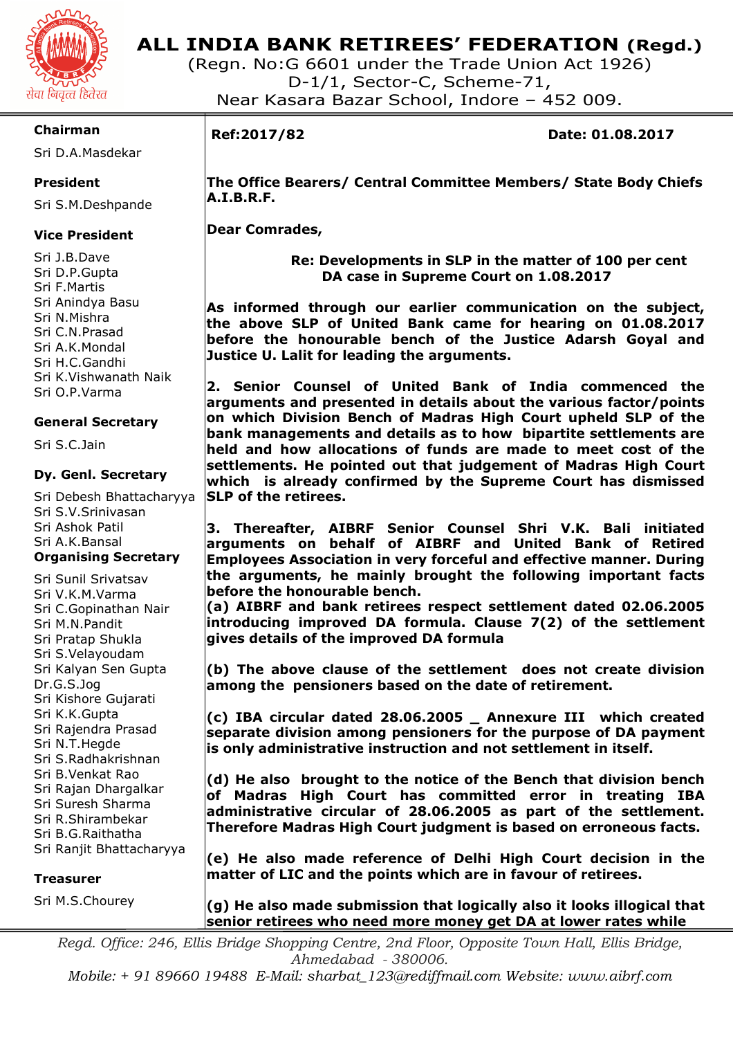# ALL INDIA BANK RETIREES' FEDERATION (Regd.)

(Regn. No:G 6601 under the Trade Union Act 1926)
D-1/1, Sector-C, Scheme-71,
Near Kasara Bazar School, Indore – 452 009.

**Chairman**
Sri D.A.Masdekar

**President**
Sri S.M.Deshpande

**Vice President**
Sri J.B.Dave
Sri D.P.Gupta
Sri F.Martis
Sri Anindya Basu
Sri N.Mishra
Sri C.N.Prasad
Sri A.K.Mondal
Sri H.C.Gandhi
Sri K.Vishwanath Naik
Sri O.P.Varma

**General Secretary**
Sri S.C.Jain

**Dy. Genl. Secretary**
Sri Debesh Bhattacharyya
Sri S.V.Srinivasan
Sri Ashok Patil
Sri A.K.Bansal

**Organising Secretary**
Sri Sunil Srivatsav
Sri V.K.M.Varma
Sri C.Gopinathan Nair
Sri M.N.Pandit
Sri Pratap Shukla
Sri S.Velayoudam
Sri Kalyan Sen Gupta
Dr.G.S.Jog
Sri Kishore Gujarati
Sri K.K.Gupta
Sri Rajendra Prasad
Sri N.T.Hegde
Sri S.Radhakrishnan
Sri B.Venkat Rao
Sri Rajan Dhargalkar
Sri Suresh Sharma
Sri R.Shirambekar
Sri B.G.Raithatha
Sri Ranjit Bhattacharyya

**Treasurer**
Sri M.S.Chourey

---

**Ref:2017/82** **Date: 01.08.2017**

**The Office Bearers/ Central Committee Members/ State Body Chiefs A.I.B.R.F.**

**Dear Comrades,**

**Re: Developments in SLP in the matter of 100 per cent DA case in Supreme Court on 1.08.2017**

**As informed through our earlier communication on the subject, the above SLP of United Bank came for hearing on 01.08.2017 before the honourable bench of the Justice Adarsh Goyal and Justice U. Lalit for leading the arguments.**

**2. Senior Counsel of United Bank of India commenced the arguments and presented in details about the various factor/points on which Division Bench of Madras High Court upheld SLP of the bank managements and details as to how bipartite settlements are held and how allocations of funds are made to meet cost of the settlements. He pointed out that judgement of Madras High Court which is already confirmed by the Supreme Court has dismissed SLP of the retirees.**

**3. Thereafter, AIBRF Senior Counsel Shri V.K. Bali initiated arguments on behalf of AIBRF and United Bank of Retired Employees Association in very forceful and effective manner. During the arguments, he mainly brought the following important facts before the honourable bench.**

**(a) AIBRF and bank retirees respect settlement dated 02.06.2005 introducing improved DA formula. Clause 7(2) of the settlement gives details of the improved DA formula**

**(b) The above clause of the settlement does not create division among the pensioners based on the date of retirement.**

**(c) IBA circular dated 28.06.2005 _ Annexure III which created separate division among pensioners for the purpose of DA payment is only administrative instruction and not settlement in itself.**

**(d) He also brought to the notice of the Bench that division bench of Madras High Court has committed error in treating IBA administrative circular of 28.06.2005 as part of the settlement. Therefore Madras High Court judgment is based on erroneous facts.**

**(e) He also made reference of Delhi High Court decision in the matter of LIC and the points which are in favour of retirees.**

**(g) He also made submission that logically also it looks illogical that senior retirees who need more money get DA at lower rates while**

*Regd. Office: 246, Ellis Bridge Shopping Centre, 2nd Floor, Opposite Town Hall, Ellis Bridge, Ahmedabad - 380006.*
*Mobile: + 91 89660 19488 E-Mail: sharbat_123@rediffmail.com Website: www.aibrf.com*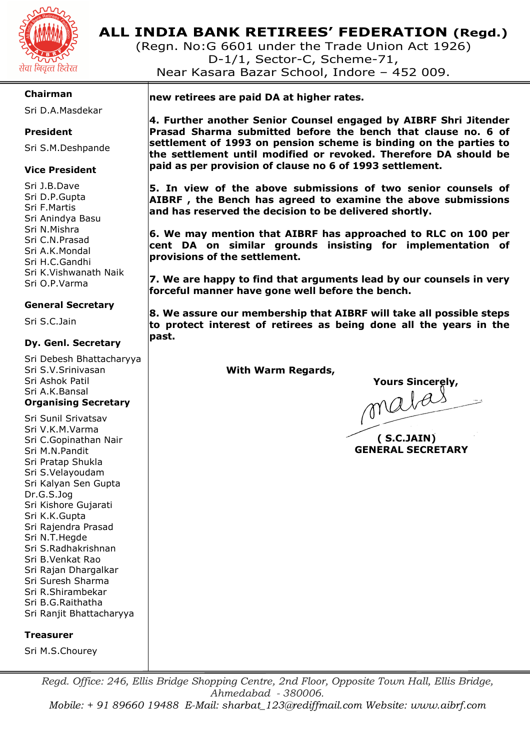# ALL INDIA BANK RETIREES' FEDERATION (Regd.)

(Regn. No:G 6601 under the Trade Union Act 1926)
D-1/1, Sector-C, Scheme-71,
Near Kasara Bazar School, Indore – 452 009.

**Chairman**

Sri D.A.Masdekar

**President**

Sri S.M.Deshpande

**Vice President**

Sri J.B.Dave
Sri D.P.Gupta
Sri F.Martis
Sri Anindya Basu
Sri N.Mishra
Sri C.N.Prasad
Sri A.K.Mondal
Sri H.C.Gandhi
Sri K.Vishwanath Naik
Sri O.P.Varma

**General Secretary**

Sri S.C.Jain

**Dy. Genl. Secretary**

Sri Debesh Bhattacharyya
Sri S.V.Srinivasan
Sri Ashok Patil
Sri A.K.Bansal

**Organising Secretary**

Sri Sunil Srivatsav
Sri V.K.M.Varma
Sri C.Gopinathan Nair
Sri M.N.Pandit
Sri Pratap Shukla
Sri S.Velayoudam
Sri Kalyan Sen Gupta
Dr.G.S.Jog
Sri Kishore Gujarati
Sri K.K.Gupta
Sri Rajendra Prasad
Sri N.T.Hegde
Sri S.Radhakrishnan
Sri B.Venkat Rao
Sri Rajan Dhargalkar
Sri Suresh Sharma
Sri R.Shirambekar
Sri B.G.Raithatha
Sri Ranjit Bhattacharyya

**Treasurer**

Sri M.S.Chourey

**new retirees are paid DA at higher rates.**

**4. Further another Senior Counsel engaged by AIBRF Shri Jitender Prasad Sharma submitted before the bench that clause no. 6 of settlement of 1993 on pension scheme is binding on the parties to the settlement until modified or revoked. Therefore DA should be paid as per provision of clause no 6 of 1993 settlement.**

**5. In view of the above submissions of two senior counsels of AIBRF , the Bench has agreed to examine the above submissions and has reserved the decision to be delivered shortly.**

**6. We may mention that AIBRF has approached to RLC on 100 per cent DA on similar grounds insisting for implementation of provisions of the settlement.**

**7. We are happy to find that arguments lead by our counsels in very forceful manner have gone well before the bench.**

**8. We assure our membership that AIBRF will take all possible steps to protect interest of retirees as being done all the years in the past.**

**With Warm Regards,**

**Yours Sincerely,**

**( S.C.JAIN)**
**GENERAL SECRETARY**

*Regd. Office: 246, Ellis Bridge Shopping Centre, 2nd Floor, Opposite Town Hall, Ellis Bridge, Ahmedabad - 380006.*
*Mobile: + 91 89660 19488 E-Mail: sharbat_123@rediffmail.com Website: www.aibrf.com*